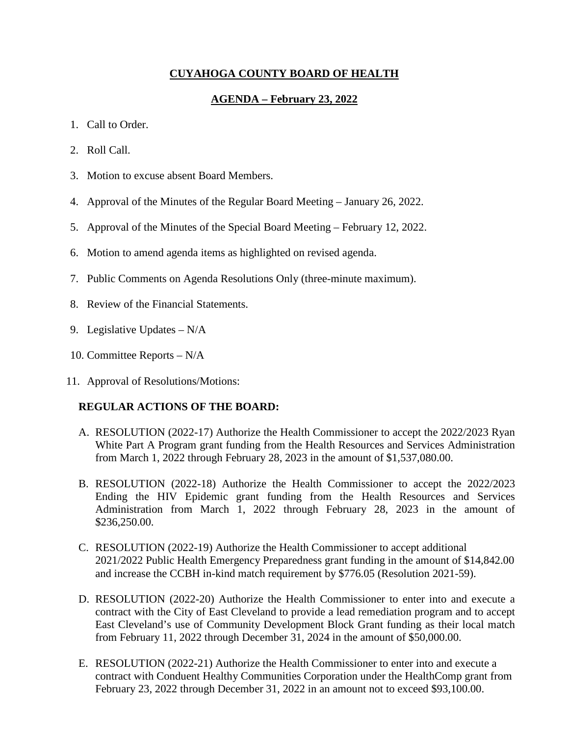# CUYAHOGA COUNTY BOARD OF HEALTH

## AGENDA – February 23, 2022

1. Call to Order.
2. Roll Call.
3. Motion to excuse absent Board Members.
4. Approval of the Minutes of the Regular Board Meeting – January 26, 2022.
5. Approval of the Minutes of the Special Board Meeting – February 12, 2022.
6. Motion to amend agenda items as highlighted on revised agenda.
7. Public Comments on Agenda Resolutions Only (three-minute maximum).
8. Review of the Financial Statements.
9. Legislative Updates – N/A
10. Committee Reports – N/A
11. Approval of Resolutions/Motions:

**REGULAR ACTIONS OF THE BOARD:**

A. RESOLUTION (2022-17) Authorize the Health Commissioner to accept the 2022/2023 Ryan White Part A Program grant funding from the Health Resources and Services Administration from March 1, 2022 through February 28, 2023 in the amount of $1,537,080.00.

B. RESOLUTION (2022-18) Authorize the Health Commissioner to accept the 2022/2023 Ending the HIV Epidemic grant funding from the Health Resources and Services Administration from March 1, 2022 through February 28, 2023 in the amount of $236,250.00.

C. RESOLUTION (2022-19) Authorize the Health Commissioner to accept additional 2021/2022 Public Health Emergency Preparedness grant funding in the amount of $14,842.00 and increase the CCBH in-kind match requirement by $776.05 (Resolution 2021-59).

D. RESOLUTION (2022-20) Authorize the Health Commissioner to enter into and execute a contract with the City of East Cleveland to provide a lead remediation program and to accept East Cleveland's use of Community Development Block Grant funding as their local match from February 11, 2022 through December 31, 2024 in the amount of $50,000.00.

E. RESOLUTION (2022-21) Authorize the Health Commissioner to enter into and execute a contract with Conduent Healthy Communities Corporation under the HealthComp grant from February 23, 2022 through December 31, 2022 in an amount not to exceed $93,100.00.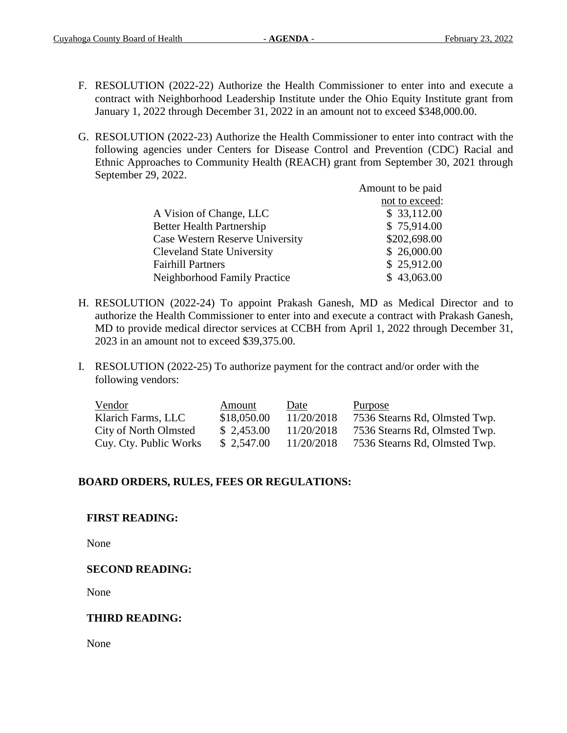F. RESOLUTION (2022-22) Authorize the Health Commissioner to enter into and execute a contract with Neighborhood Leadership Institute under the Ohio Equity Institute grant from January 1, 2022 through December 31, 2022 in an amount not to exceed $348,000.00.

G. RESOLUTION (2022-23) Authorize the Health Commissioner to enter into contract with the following agencies under Centers for Disease Control and Prevention (CDC) Racial and Ethnic Approaches to Community Health (REACH) grant from September 30, 2021 through September 29, 2022.

| | Amount to be paid not to exceed: |
|---|---|
| A Vision of Change, LLC | $ 33,112.00 |
| Better Health Partnership | $ 75,914.00 |
| Case Western Reserve University | $202,698.00 |
| Cleveland State University | $ 26,000.00 |
| Fairhill Partners | $ 25,912.00 |
| Neighborhood Family Practice | $ 43,063.00 |

H. RESOLUTION (2022-24) To appoint Prakash Ganesh, MD as Medical Director and to authorize the Health Commissioner to enter into and execute a contract with Prakash Ganesh, MD to provide medical director services at CCBH from April 1, 2022 through December 31, 2023 in an amount not to exceed $39,375.00.

I. RESOLUTION (2022-25) To authorize payment for the contract and/or order with the following vendors:

| Vendor | Amount | Date | Purpose |
|---|---|---|---|
| Klarich Farms, LLC | $18,050.00 | 11/20/2018 | 7536 Stearns Rd, Olmsted Twp. |
| City of North Olmsted | $ 2,453.00 | 11/20/2018 | 7536 Stearns Rd, Olmsted Twp. |
| Cuy. Cty. Public Works | $ 2,547.00 | 11/20/2018 | 7536 Stearns Rd, Olmsted Twp. |

**BOARD ORDERS, RULES, FEES OR REGULATIONS:**

**FIRST READING:**

None

**SECOND READING:**

None

**THIRD READING:**

None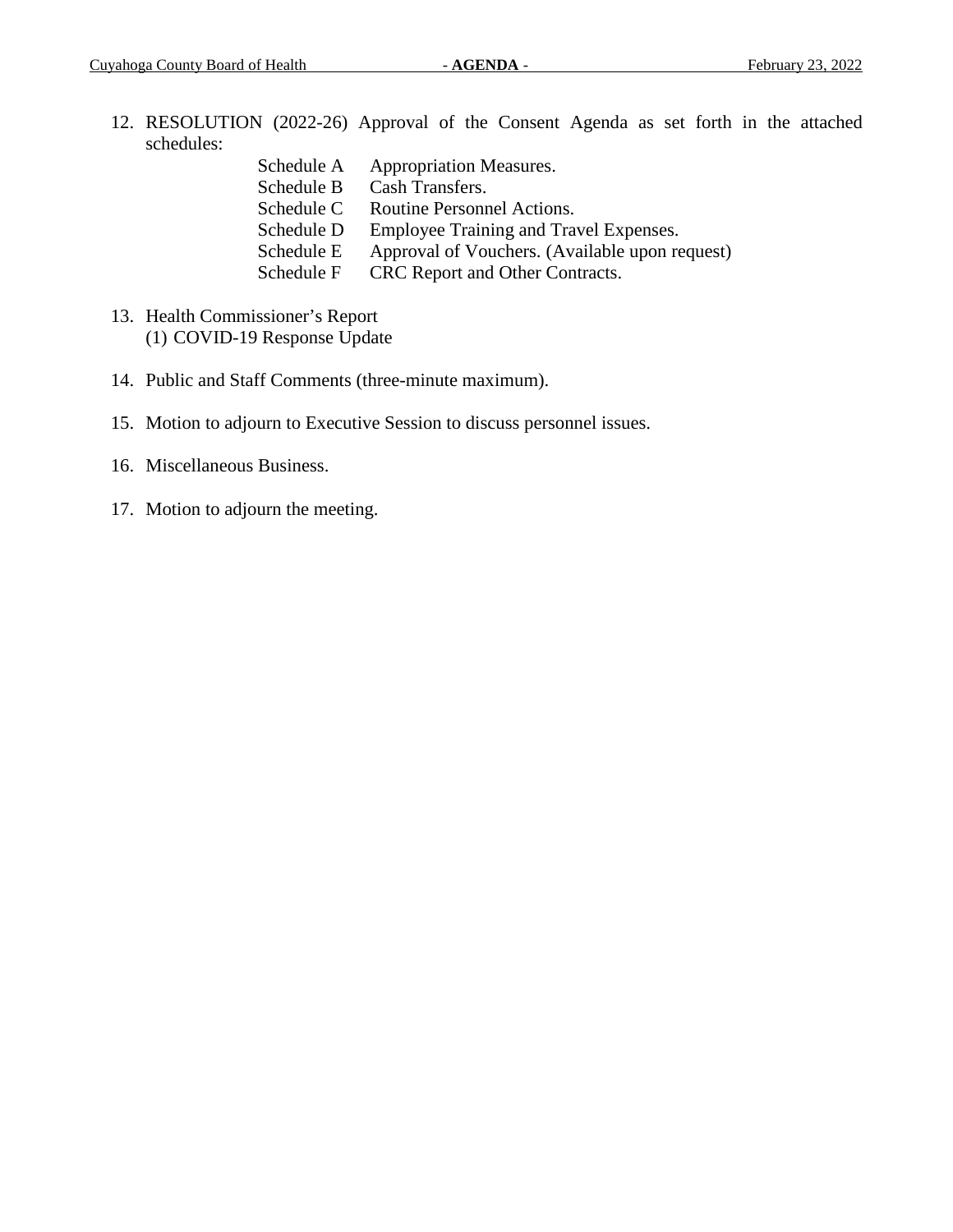12. RESOLUTION (2022-26) Approval of the Consent Agenda as set forth in the attached schedules:

    Schedule A Appropriation Measures.
    Schedule B Cash Transfers.
    Schedule C Routine Personnel Actions.
    Schedule D Employee Training and Travel Expenses.
    Schedule E Approval of Vouchers. (Available upon request)
    Schedule F CRC Report and Other Contracts.

13. Health Commissioner's Report
    (1) COVID-19 Response Update

14. Public and Staff Comments (three-minute maximum).

15. Motion to adjourn to Executive Session to discuss personnel issues.

16. Miscellaneous Business.

17. Motion to adjourn the meeting.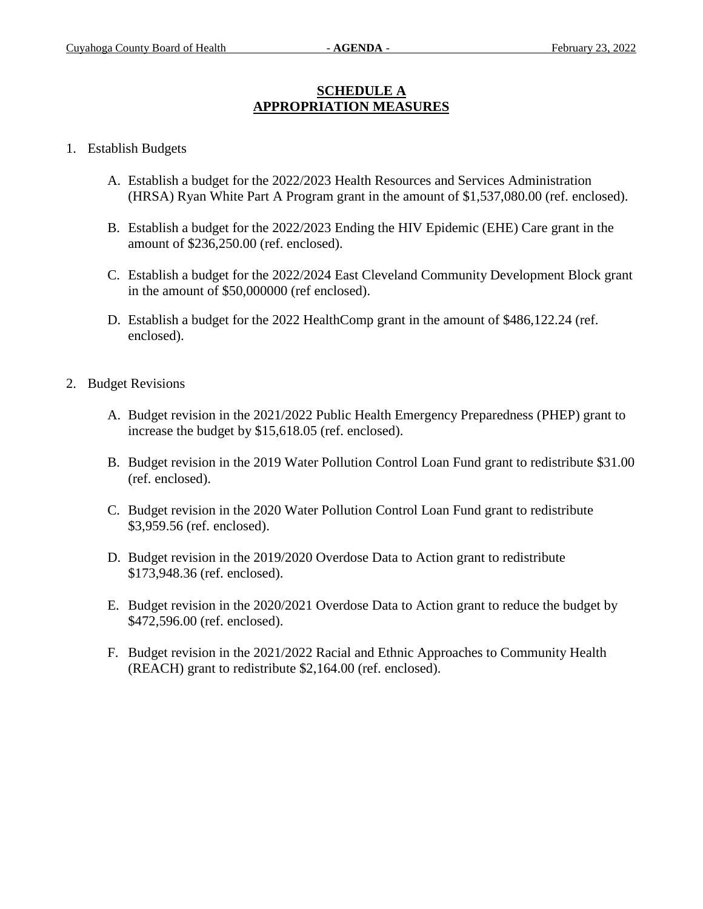# SCHEDULE A
# APPROPRIATION MEASURES

1. Establish Budgets

   A. Establish a budget for the 2022/2023 Health Resources and Services Administration (HRSA) Ryan White Part A Program grant in the amount of $1,537,080.00 (ref. enclosed).

   B. Establish a budget for the 2022/2023 Ending the HIV Epidemic (EHE) Care grant in the amount of $236,250.00 (ref. enclosed).

   C. Establish a budget for the 2022/2024 East Cleveland Community Development Block grant in the amount of $50,000000 (ref enclosed).

   D. Establish a budget for the 2022 HealthComp grant in the amount of $486,122.24 (ref. enclosed).

2. Budget Revisions

   A. Budget revision in the 2021/2022 Public Health Emergency Preparedness (PHEP) grant to increase the budget by $15,618.05 (ref. enclosed).

   B. Budget revision in the 2019 Water Pollution Control Loan Fund grant to redistribute $31.00 (ref. enclosed).

   C. Budget revision in the 2020 Water Pollution Control Loan Fund grant to redistribute $3,959.56 (ref. enclosed).

   D. Budget revision in the 2019/2020 Overdose Data to Action grant to redistribute $173,948.36 (ref. enclosed).

   E. Budget revision in the 2020/2021 Overdose Data to Action grant to reduce the budget by $472,596.00 (ref. enclosed).

   F. Budget revision in the 2021/2022 Racial and Ethnic Approaches to Community Health (REACH) grant to redistribute $2,164.00 (ref. enclosed).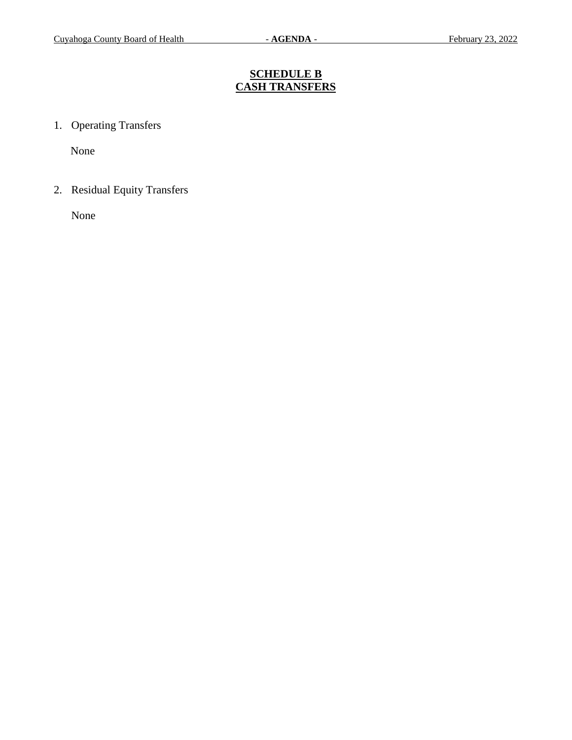## SCHEDULE B
## CASH TRANSFERS

1. Operating Transfers

   None

2. Residual Equity Transfers

   None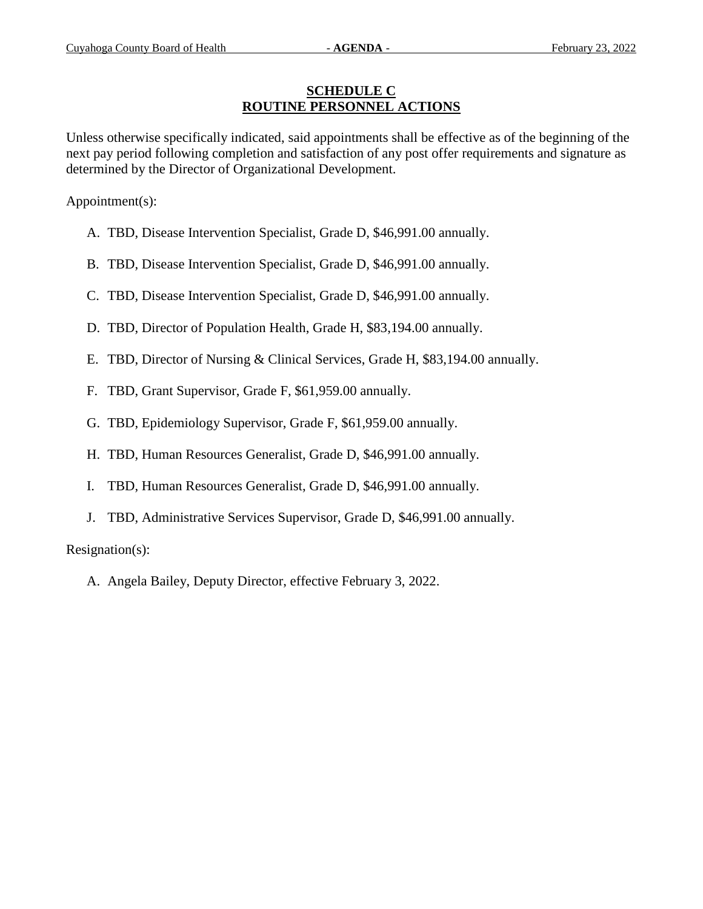## SCHEDULE C
## ROUTINE PERSONNEL ACTIONS

Unless otherwise specifically indicated, said appointments shall be effective as of the beginning of the next pay period following completion and satisfaction of any post offer requirements and signature as determined by the Director of Organizational Development.

Appointment(s):

A. TBD, Disease Intervention Specialist, Grade D, $46,991.00 annually.

B. TBD, Disease Intervention Specialist, Grade D, $46,991.00 annually.

C. TBD, Disease Intervention Specialist, Grade D, $46,991.00 annually.

D. TBD, Director of Population Health, Grade H, $83,194.00 annually.

E. TBD, Director of Nursing & Clinical Services, Grade H, $83,194.00 annually.

F. TBD, Grant Supervisor, Grade F, $61,959.00 annually.

G. TBD, Epidemiology Supervisor, Grade F, $61,959.00 annually.

H. TBD, Human Resources Generalist, Grade D, $46,991.00 annually.

I. TBD, Human Resources Generalist, Grade D, $46,991.00 annually.

J. TBD, Administrative Services Supervisor, Grade D, $46,991.00 annually.

Resignation(s):

A. Angela Bailey, Deputy Director, effective February 3, 2022.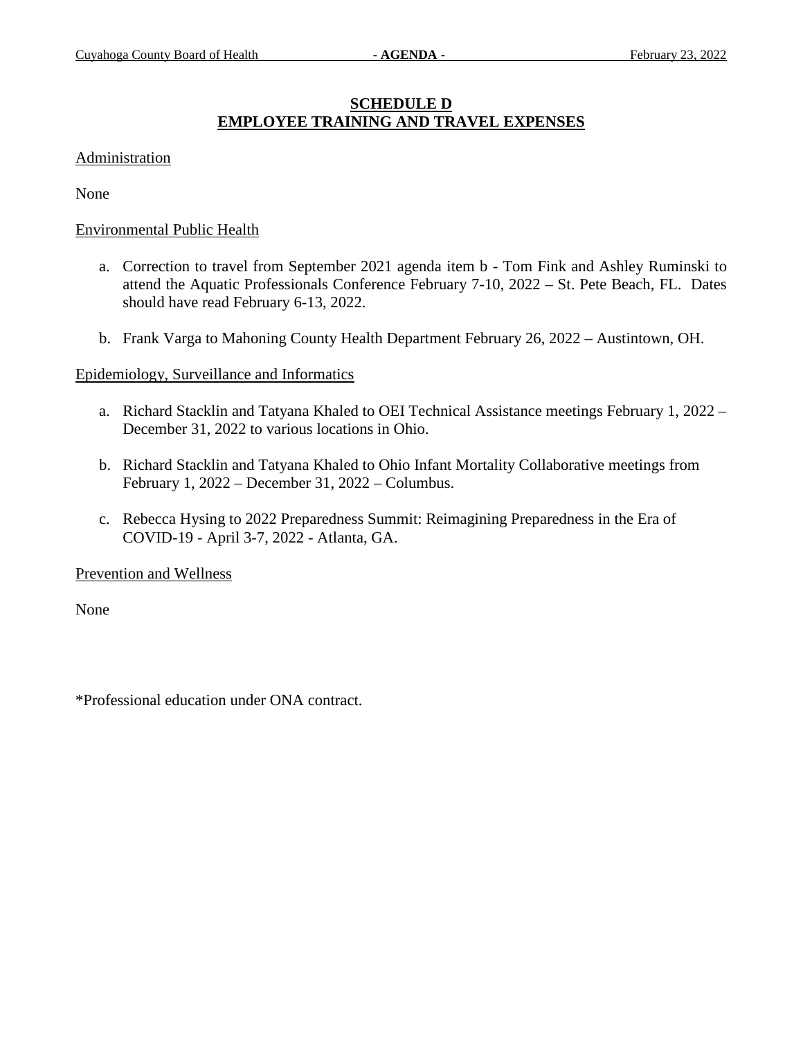## SCHEDULE D
## EMPLOYEE TRAINING AND TRAVEL EXPENSES

Administration

None

Environmental Public Health

a. Correction to travel from September 2021 agenda item b - Tom Fink and Ashley Ruminski to attend the Aquatic Professionals Conference February 7-10, 2022 – St. Pete Beach, FL. Dates should have read February 6-13, 2022.

b. Frank Varga to Mahoning County Health Department February 26, 2022 – Austintown, OH.

Epidemiology, Surveillance and Informatics

a. Richard Stacklin and Tatyana Khaled to OEI Technical Assistance meetings February 1, 2022 – December 31, 2022 to various locations in Ohio.

b. Richard Stacklin and Tatyana Khaled to Ohio Infant Mortality Collaborative meetings from February 1, 2022 – December 31, 2022 – Columbus.

c. Rebecca Hysing to 2022 Preparedness Summit: Reimagining Preparedness in the Era of COVID-19 - April 3-7, 2022 - Atlanta, GA.

Prevention and Wellness

None

*Professional education under ONA contract.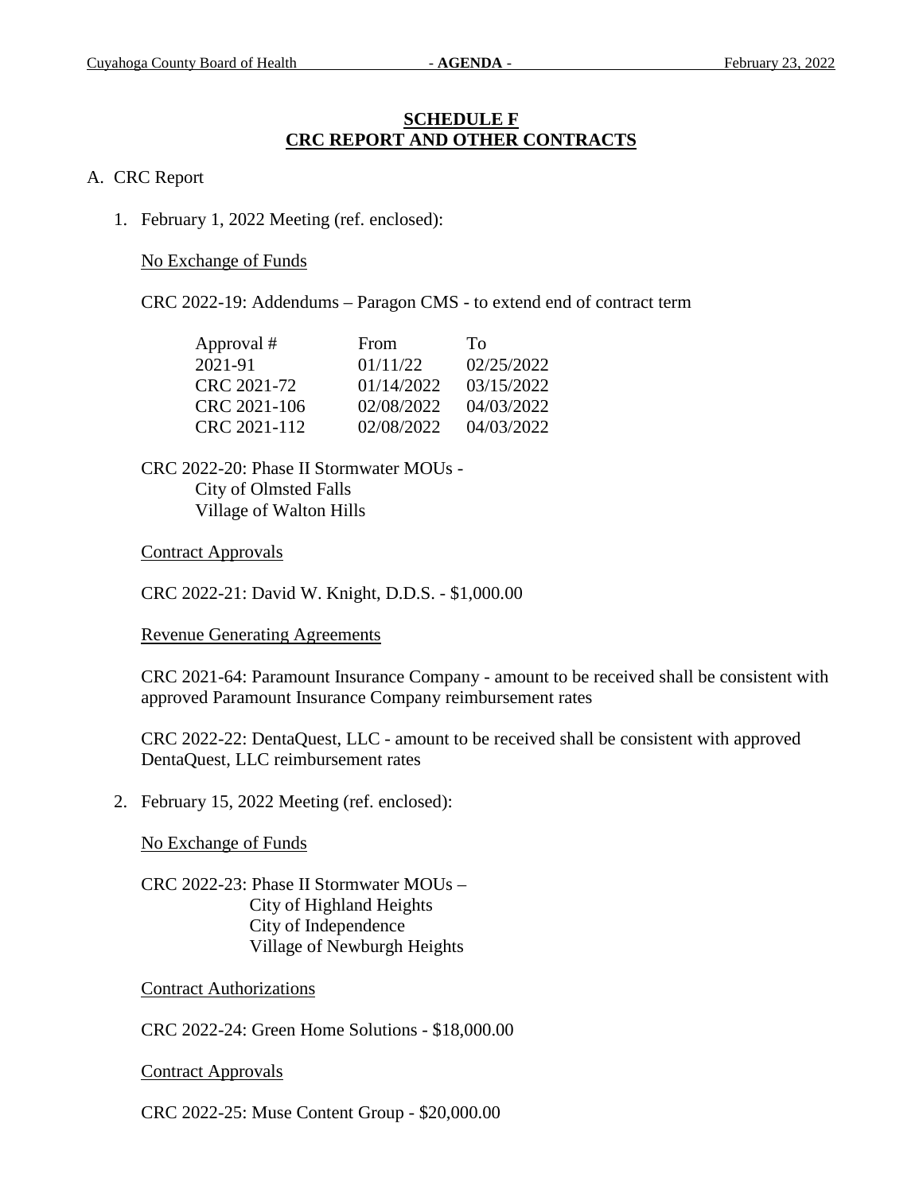## SCHEDULE F
## CRC REPORT AND OTHER CONTRACTS

A. CRC Report

1. February 1, 2022 Meeting (ref. enclosed):

   No Exchange of Funds

   CRC 2022-19: Addendums – Paragon CMS - to extend end of contract term

   | Approval # | From | To |
   |---|---|---|
   | 2021-91 | 01/11/22 | 02/25/2022 |
   | CRC 2021-72 | 01/14/2022 | 03/15/2022 |
   | CRC 2021-106 | 02/08/2022 | 04/03/2022 |
   | CRC 2021-112 | 02/08/2022 | 04/03/2022 |

   CRC 2022-20: Phase II Stormwater MOUs -
   City of Olmsted Falls
   Village of Walton Hills

   Contract Approvals

   CRC 2022-21: David W. Knight, D.D.S. - $1,000.00

   Revenue Generating Agreements

   CRC 2021-64: Paramount Insurance Company - amount to be received shall be consistent with approved Paramount Insurance Company reimbursement rates

   CRC 2022-22: DentaQuest, LLC - amount to be received shall be consistent with approved DentaQuest, LLC reimbursement rates

2. February 15, 2022 Meeting (ref. enclosed):

   No Exchange of Funds

   CRC 2022-23: Phase II Stormwater MOUs –
   City of Highland Heights
   City of Independence
   Village of Newburgh Heights

   Contract Authorizations

   CRC 2022-24: Green Home Solutions - $18,000.00

   Contract Approvals

   CRC 2022-25: Muse Content Group - $20,000.00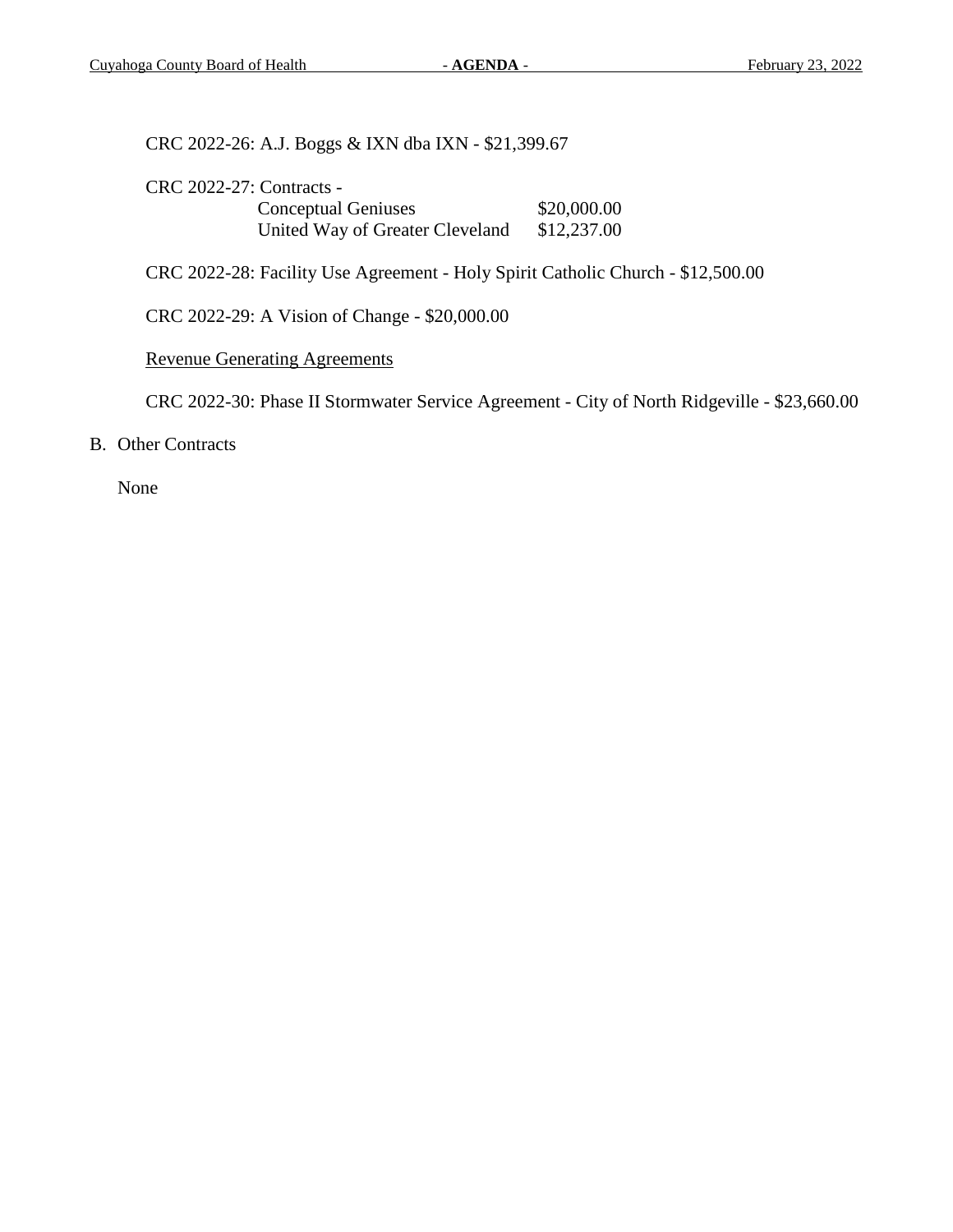CRC 2022-26: A.J. Boggs & IXN dba IXN - $21,399.67

CRC 2022-27: Contracts -

| | |
|---|---|
| Conceptual Geniuses | $20,000.00 |
| United Way of Greater Cleveland | $12,237.00 |

CRC 2022-28: Facility Use Agreement - Holy Spirit Catholic Church - $12,500.00

CRC 2022-29: A Vision of Change - $20,000.00

Revenue Generating Agreements

CRC 2022-30: Phase II Stormwater Service Agreement - City of North Ridgeville - $23,660.00

B. Other Contracts

None